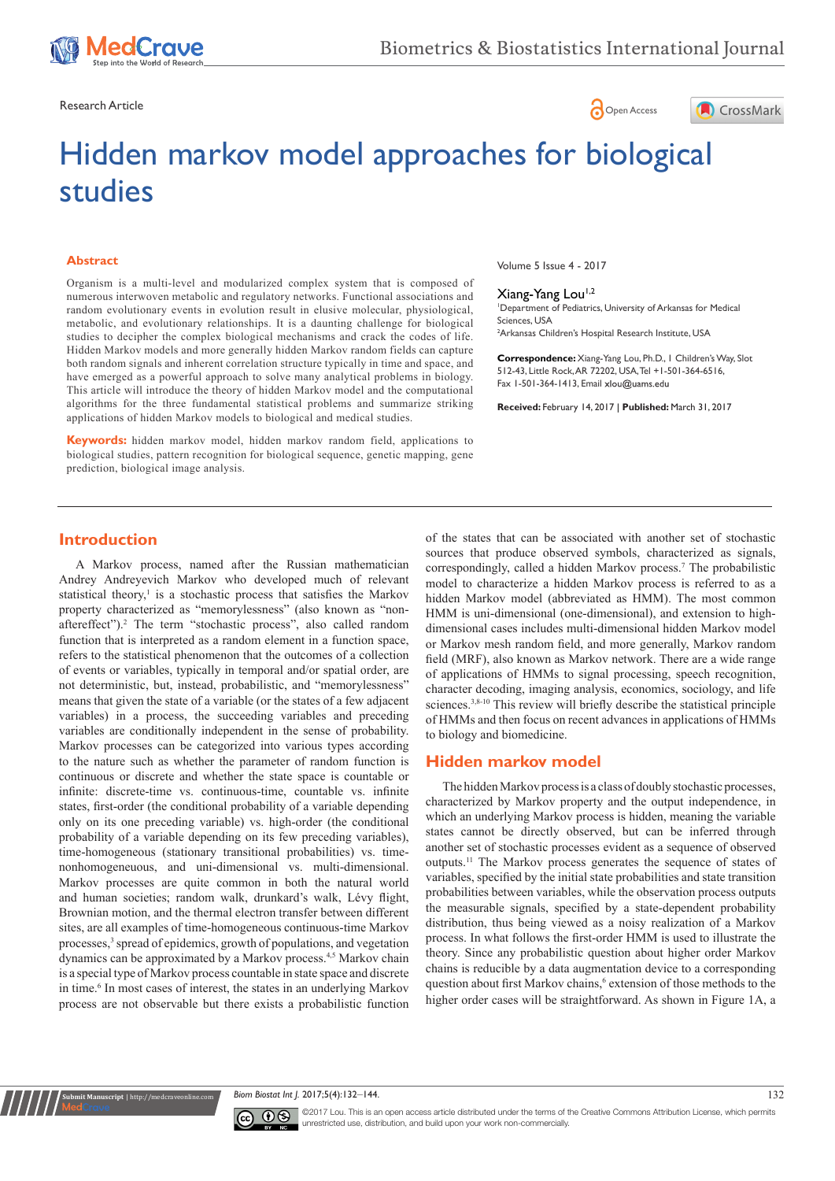Research Article

Open Access

# Hidden markov model approaches for biological studies

## Abstract

Organism is a multi-level and modularized complex system that is composed of numerous interwoven metabolic and regulatory networks. Functional associations and random evolutionary events in evolution result in elusive molecular, physiological, metabolic, and evolutionary relationships. It is a daunting challenge for biological studies to decipher the complex biological mechanisms and crack the codes of life. Hidden Markov models and more generally hidden Markov random fields can capture both random signals and inherent correlation structure typically in time and space, and have emerged as a powerful approach to solve many analytical problems in biology. This article will introduce the theory of hidden Markov model and the computational algorithms for the three fundamental statistical problems and summarize striking applications of hidden Markov models to biological and medical studies.

**Keywords:** hidden markov model, hidden markov random field, applications to biological studies, pattern recognition for biological sequence, genetic mapping, gene prediction, biological image analysis.

Volume 5 Issue 4 - 2017

Xiang-Yang Lou[1,2]

[1]Department of Pediatrics, University of Arkansas for Medical Sciences, USA

[2]Arkansas Children's Hospital Research Institute, USA

**Correspondence:** Xiang-Yang Lou, Ph.D., 1 Children's Way, Slot 512-43, Little Rock, AR 72202, USA, Tel +1-501-364-6516, Fax 1-501-364-1413, Email xlou@uams.edu

**Received:** February 14, 2017 | **Published:** March 31, 2017

## Introduction

A Markov process, named after the Russian mathematician Andrey Andreyevich Markov who developed much of relevant statistical theory,[1] is a stochastic process that satisfies the Markov property characterized as "memorylessness" (also known as "non-aftereffect").[2] The term "stochastic process", also called random function that is interpreted as a random element in a function space, refers to the statistical phenomenon that the outcomes of a collection of events or variables, typically in temporal and/or spatial order, are not deterministic, but, instead, probabilistic, and "memorylessness" means that given the state of a variable (or the states of a few adjacent variables) in a process, the succeeding variables and preceding variables are conditionally independent in the sense of probability. Markov processes can be categorized into various types according to the nature such as whether the parameter of random function is continuous or discrete and whether the state space is countable or infinite: discrete-time vs. continuous-time, countable vs. infinite states, first-order (the conditional probability of a variable depending only on its one preceding variable) vs. high-order (the conditional probability of a variable depending on its few preceding variables), time-homogeneous (stationary transitional probabilities) vs. time-nonhomogeneous, and uni-dimensional vs. multi-dimensional. Markov processes are quite common in both the natural world and human societies; random walk, drunkard's walk, Lévy flight, Brownian motion, and the thermal electron transfer between different sites, are all examples of time-homogeneous continuous-time Markov processes,[3] spread of epidemics, growth of populations, and vegetation dynamics can be approximated by a Markov process.[4,5] Markov chain is a special type of Markov process countable in state space and discrete in time.[6] In most cases of interest, the states in an underlying Markov process are not observable but there exists a probabilistic function of the states that can be associated with another set of stochastic sources that produce observed symbols, characterized as signals, correspondingly, called a hidden Markov process.[7] The probabilistic model to characterize a hidden Markov process is referred to as a hidden Markov model (abbreviated as HMM). The most common HMM is uni-dimensional (one-dimensional), and extension to high-dimensional cases includes multi-dimensional hidden Markov model or Markov mesh random field, and more generally, Markov random field (MRF), also known as Markov network. There are a wide range of applications of HMMs to signal processing, speech recognition, character decoding, imaging analysis, economics, sociology, and life sciences.[3,8-10] This review will briefly describe the statistical principle of HMMs and then focus on recent advances in applications of HMMs to biology and biomedicine.

## Hidden markov model

The hidden Markov process is a class of doubly stochastic processes, characterized by Markov property and the output independence, in which an underlying Markov process is hidden, meaning the variable states cannot be directly observed, but can be inferred through another set of stochastic processes evident as a sequence of observed outputs.[11] The Markov process generates the sequence of states of variables, specified by the initial state probabilities and state transition probabilities between variables, while the observation process outputs the measurable signals, specified by a state-dependent probability distribution, thus being viewed as a noisy realization of a Markov process. In what follows the first-order HMM is used to illustrate the theory. Since any probabilistic question about higher order Markov chains is reducible by a data augmentation device to a corresponding question about first Markov chains,[6] extension of those methods to the higher order cases will be straightforward. As shown in Figure 1A, a

©2017 Lou. This is an open access article distributed under the terms of the Creative Commons Attribution License, which permits unrestricted use, distribution, and build upon your work non-commercially.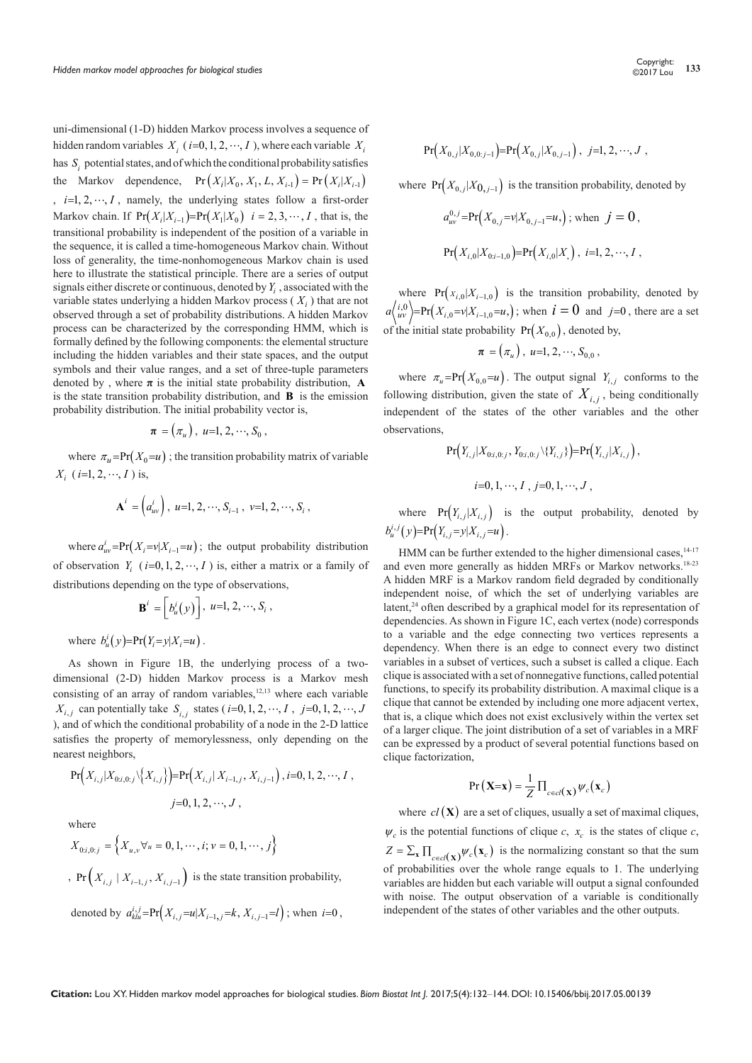uni-dimensional (1-D) hidden Markov process involves a sequence of hidden random variables $X_i$ ($i$=0, 1, 2, ⋯, $I$), where each variable $X_i$ has $S_i$ potential states, and of which the conditional probability satisfies the Markov dependence, $\Pr\left(X_i|X_0, X_1, L, X_{i-1}\right) = \Pr\left(X_i|X_{i-1}\right)$, $i$=1, 2, ⋯, $I$, namely, the underlying states follow a first-order Markov chain. If $\Pr\left(X_i|X_{i-1}\right)=\Pr\left(X_1|X_0\right)$ $i = 2, 3, \cdots, I$, that is, the transitional probability is independent of the position of a variable in the sequence, it is called a time-homogeneous Markov chain. Without loss of generality, the time-nonhomogeneous Markov chain is used here to illustrate the statistical principle. There are a series of output signals either discrete or continuous, denoted by $Y_i$, associated with the variable states underlying a hidden Markov process ($X_i$) that are not observed through a set of probability distributions. A hidden Markov process can be characterized by the corresponding HMM, which is formally defined by the following components: the elemental structure including the hidden variables and their state spaces, and the output symbols and their value ranges, and a set of three-tuple parameters denoted by , where $\boldsymbol{\pi}$ is the initial state probability distribution, $\mathbf{A}$ is the state transition probability distribution, and $\mathbf{B}$ is the emission probability distribution. The initial probability vector is,

$$\boldsymbol{\pi} = \left(\pi_u\right),\ u=1, 2, \cdots, S_0,$$

where $\pi_u=\Pr\left(X_0=u\right)$; the transition probability matrix of variable $X_i$ ($i$=1, 2, ⋯, $I$) is,

$$\mathbf{A}^i = \left(a_{uv}^i\right),\ u=1, 2, \cdots, S_{i-1},\ v=1, 2, \cdots, S_i,$$

where $a_{uv}^i=\Pr\left(X_i=v|X_{i-1}=u\right)$; the output probability distribution of observation $Y_i$ ($i$=0, 1, 2, ⋯, $I$) is, either a matrix or a family of distributions depending on the type of observations,

$$\mathbf{B}^i = \left[b_u^i\left(y\right)\right],\ u=1, 2, \cdots, S_i,$$

where $b_u^i\left(y\right)=\Pr\left(Y_i=y|X_i=u\right)$.

As shown in Figure 1B, the underlying process of a two-dimensional (2-D) hidden Markov process is a Markov mesh consisting of an array of random variables,[12,13] where each variable $X_{i,j}$ can potentially take $S_{i,j}$ states ($i$=0, 1, 2, ⋯, $I$, $j$=0, 1, 2, ⋯, $J$), and of which the conditional probability of a node in the 2-D lattice satisfies the property of memorylessness, only depending on the nearest neighbors,

$$\Pr\left(X_{i,j}|X_{0:i,0:j}\setminus\left\{X_{i,j}\right\}\right)=\Pr\left(X_{i,j}|\ X_{i-1,j}, X_{i,j-1}\right),\ i=0, 1, 2, \cdots, I,$$

$$j=0, 1, 2, \cdots, J,$$

where

$$X_{0:i,0:j} = \left\{X_{u,v} \forall u = 0, 1, \cdots, i; v = 0, 1, \cdots, j\right\}$$

, $\Pr\left(X_{i,j}\ |\ X_{i-1,j}, X_{i,j-1}\right)$ is the state transition probability, denoted by $a_{klu}^{i,j}=\Pr\left(X_{i,j}=u|X_{i-1,j}=k, X_{i,j-1}=l\right)$; when $i$=0,

$$\Pr\left(X_{0,j}|X_{0,0:j-1}\right)=\Pr\left(X_{0,j}|X_{0,j-1}\right),\ j=1, 2, \cdots, J,$$

where $\Pr\left(X_{0,j}|X_{0,j-1}\right)$ is the transition probability, denoted by

$$a_{uv}^{0,j}=\Pr\left(X_{0,j}=v|X_{0,j-1}=u,\right);\ \text{when}\ j=0,$$

$$\Pr\left(X_{i,0}|X_{0:i-1,0}\right)=\Pr\left(X_{i,0}|X_i\right),\ i=1, 2, \cdots, I,$$

where $\Pr\left(x_{i,0}|X_{i-1,0}\right)$ is the transition probability, denoted by $a\left\langle{}^{i,0}_{uv}\right\rangle=\Pr\left(X_{i,0}=v|X_{i-1,0}=u,\right)$; when $i=0$ and $j$=0, there are a set of the initial state probability $\Pr\left(X_{0,0}\right)$, denoted by,

$$\boldsymbol{\pi} = \left(\pi_u\right),\ u=1, 2, \cdots, S_{0,0},$$

where $\pi_u=\Pr\left(X_{0,0}=u\right)$. The output signal $Y_{i,j}$ conforms to the following distribution, given the state of $X_{i,j}$, being conditionally independent of the states of the other variables and the other observations,

$$\Pr\left(Y_{i,j}|X_{0:i,0:j}, Y_{0:i,0:j}\setminus\{Y_{i,j}\}\right)=\Pr\left(Y_{i,j}|X_{i,j}\right),$$

$$i=0, 1, \cdots, I,\ j=0, 1, \cdots, J,$$

where $\Pr\left(Y_{i,j}|X_{i,j}\right)$ is the output probability, denoted by $b_u^{i,j}\left(y\right)=\Pr\left(Y_{i,j}=y|X_{i,j}=u\right)$.

HMM can be further extended to the higher dimensional cases,[14-17] and even more generally as hidden MRFs or Markov networks.[18-23] A hidden MRF is a Markov random field degraded by conditionally independent noise, of which the set of underlying variables are latent,[24] often described by a graphical model for its representation of dependencies. As shown in Figure 1C, each vertex (node) corresponds to a variable and the edge connecting two vertices represents a dependency. When there is an edge to connect every two distinct variables in a subset of vertices, such a subset is called a clique. Each clique is associated with a set of nonnegative functions, called potential functions, to specify its probability distribution. A maximal clique is a clique that cannot be extended by including one more adjacent vertex, that is, a clique which does not exist exclusively within the vertex set of a larger clique. The joint distribution of a set of variables in a MRF can be expressed by a product of several potential functions based on clique factorization,

$$\Pr\left(\mathbf{X}=\mathbf{x}\right) = \frac{1}{Z}\prod_{c\in cl(\mathbf{X})}\psi_c\left(\mathbf{x}_c\right)$$

where $cl\left(\mathbf{X}\right)$ are a set of cliques, usually a set of maximal cliques, $\psi_c$ is the potential functions of clique $c$, $x_c$ is the states of clique $c$, $Z = \sum_{\mathbf{x}}\prod_{c\in cl(\mathbf{X})}\psi_c\left(\mathbf{x}_c\right)$ is the normalizing constant so that the sum of probabilities over the whole range equals to 1. The underlying variables are hidden but each variable will output a signal confounded with noise. The output observation of a variable is conditionally independent of the states of other variables and the other outputs.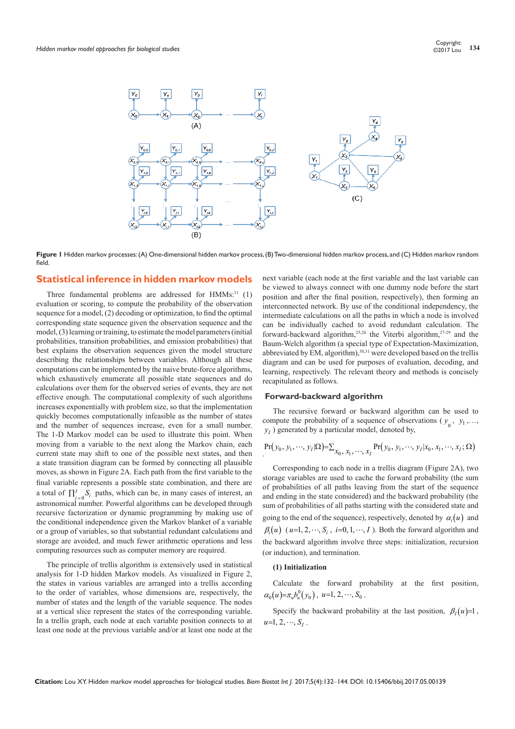Figure 1 Hidden markov processes: (A) One-dimensional hidden markov process, (B) Two-dimensional hidden markov process, and (C) Hidden markov random field.

## Statistical inference in hidden markov models

Three fundamental problems are addressed for HMMs:[11] (1) evaluation or scoring, to compute the probability of the observation sequence for a model, (2) decoding or optimization, to find the optimal corresponding state sequence given the observation sequence and the model, (3) learning or training, to estimate the model parameters (initial probabilities, transition probabilities, and emission probabilities) that best explains the observation sequences given the model structure describing the relationships between variables. Although all these computations can be implemented by the naive brute-force algorithms, which exhaustively enumerate all possible state sequences and do calculations over them for the observed series of events, they are not effective enough. The computational complexity of such algorithms increases exponentially with problem size, so that the implementation quickly becomes computationally infeasible as the number of states and the number of sequences increase, even for a small number. The 1-D Markov model can be used to illustrate this point. When moving from a variable to the next along the Markov chain, each current state may shift to one of the possible next states, and then a state transition diagram can be formed by connecting all plausible moves, as shown in Figure 2A. Each path from the first variable to the final variable represents a possible state combination, and there are a total of $\prod_{i=0}^{I} S_i$ paths, which can be, in many cases of interest, an astronomical number. Powerful algorithms can be developed through recursive factorization or dynamic programming by making use of the conditional independence given the Markov blanket of a variable or a group of variables, so that substantial redundant calculations and storage are avoided, and much fewer arithmetic operations and less computing resources such as computer memory are required.

The principle of trellis algorithm is extensively used in statistical analysis for 1-D hidden Markov models. As visualized in Figure 2, the states in various variables are arranged into a trellis according to the order of variables, whose dimensions are, respectively, the number of states and the length of the variable sequence. The nodes at a vertical slice represent the states of the corresponding variable. In a trellis graph, each node at each variable position connects to at least one node at the previous variable and/or at least one node at the next variable (each node at the first variable and the last variable can be viewed to always connect with one dummy node before the start position and after the final position, respectively), then forming an interconnected network. By use of the conditional independency, the intermediate calculations on all the paths in which a node is involved can be individually cached to avoid redundant calculation. The forward-backward algorithm,[25,26] the Viterbi algorithm,[27-29] and the Baum-Welch algorithm (a special type of Expectation-Maximization, abbreviated by EM, algorithm),[30,31] were developed based on the trellis diagram and can be used for purposes of evaluation, decoding, and learning, respectively. The relevant theory and methods is concisely recapitulated as follows.

### Forward-backward algorithm

The recursive forward or backward algorithm can be used to compute the probability of a sequence of observations ($y_0$, $y_1$,..., $y_I$) generated by a particular model, denoted by,

$$\Pr(y_0, y_1, \cdots, y_I|\Omega) = \sum_{x_0, x_1, \cdots, x_I} \Pr(y_0, y_1, \cdots, y_I|x_0, x_1, \cdots, x_I; \Omega).$$

Corresponding to each node in a trellis diagram (Figure 2A), two storage variables are used to cache the forward probability (the sum of probabilities of all paths leaving from the start of the sequence and ending in the state considered) and the backward probability (the sum of probabilities of all paths starting with the considered state and going to the end of the sequence), respectively, denoted by $\alpha_i(u)$ and $\beta_i(u)$ ($u=1, 2, \cdots, S_i$, $i=0, 1, \cdots, I$). Both the forward algorithm and the backward algorithm involve three steps: initialization, recursion (or induction), and termination.

**(1) Initialization**

Calculate the forward probability at the first position, $\alpha_0(u) = \pi_u b_u^0(y_0)$, $u=1, 2, \cdots, S_0$.

Specify the backward probability at the last position, $\beta_I(u) = 1$, $u=1, 2, \cdots, S_I$.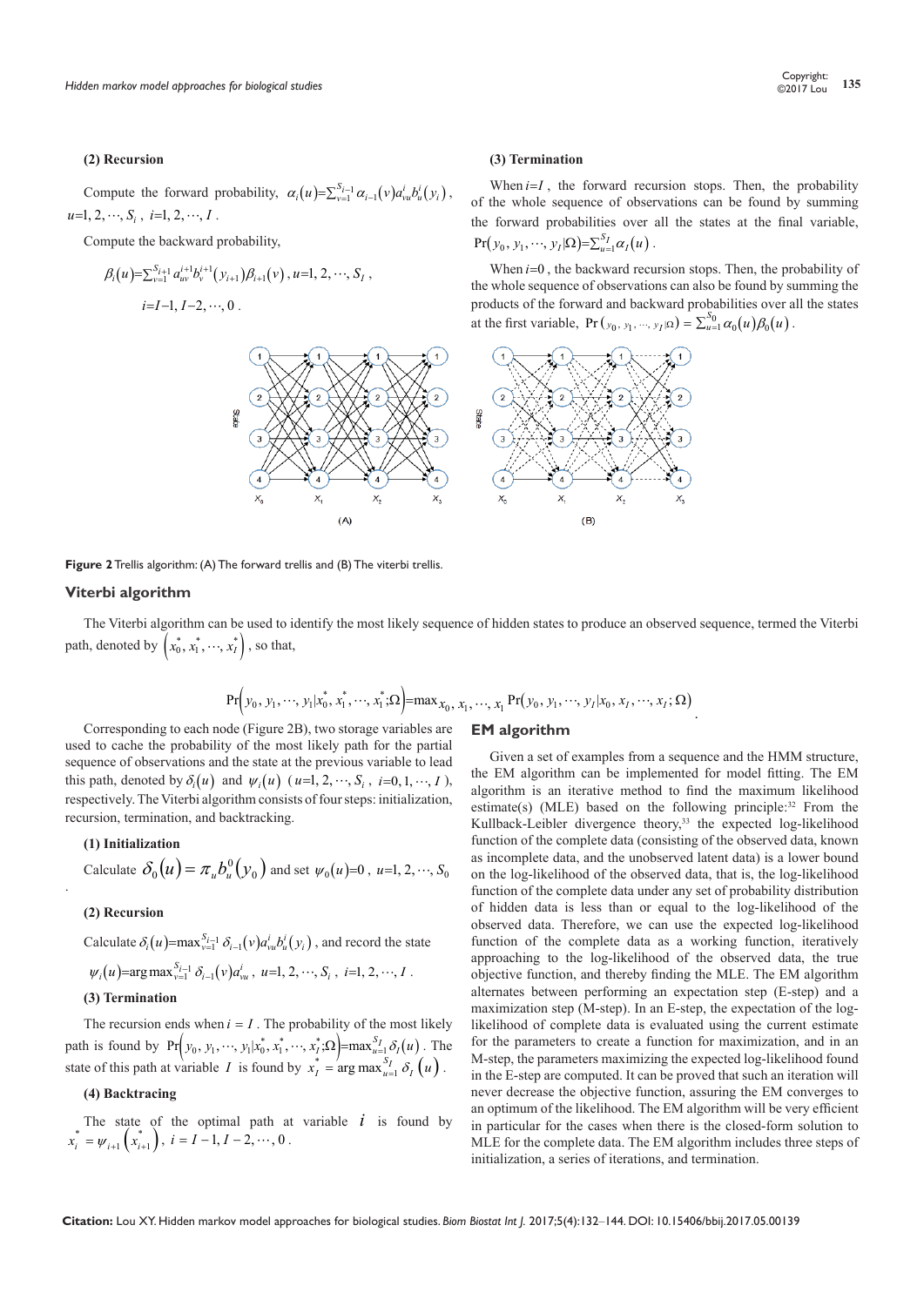**(2) Recursion**

Compute the forward probability, $\alpha_i(u)=\sum_{v=1}^{S_{i-1}}\alpha_{i-1}(v)a_{vu}^i b_u^i(y_i)$, $u=1,2,\cdots,S_i$, $i=1,2,\cdots,I$.

Compute the backward probability,

$$\beta_i(u)=\sum_{v=1}^{S_{i+1}}a_{uv}^{i+1}b_v^{i+1}(y_{i+1})\beta_{i+1}(v),\ u=1,2,\cdots,S_I,$$

$$i=I-1,I-2,\cdots,0.$$

**(3) Termination**

When $i=I$, the forward recursion stops. Then, the probability of the whole sequence of observations can be found by summing the forward probabilities over all the states at the final variable, $\Pr(y_0,y_1,\cdots,y_I|\Omega)=\sum_{u=1}^{S_I}\alpha_I(u)$.

When $i=0$, the backward recursion stops. Then, the probability of the whole sequence of observations can also be found by summing the products of the forward and backward probabilities over all the states at the first variable, $\Pr(y_0,y_1,\cdots,y_I|\Omega)=\sum_{u=1}^{S_0}\alpha_0(u)\beta_0(u)$.

**Figure 2** Trellis algorithm: (A) The forward trellis and (B) The viterbi trellis.

## Viterbi algorithm

The Viterbi algorithm can be used to identify the most likely sequence of hidden states to produce an observed sequence, termed the Viterbi path, denoted by $\left(x_0^*,x_1^*,\cdots,x_I^*\right)$, so that,

$$\Pr\left(y_0,y_1,\cdots,y_I|x_0^*,x_1^*,\cdots,x_I^*;\Omega\right)=\max_{x_0,x_1,\cdots,x_I}\Pr\left(y_0,y_1,\cdots,y_I|x_0,x_1,\cdots,x_I;\Omega\right).$$

Corresponding to each node (Figure 2B), two storage variables are used to cache the probability of the most likely path for the partial sequence of observations and the state at the previous variable to lead this path, denoted by $\delta_i(u)$ and $\psi_i(u)$ ($u=1,2,\cdots,S_i$, $i=0,1,\cdots,I$), respectively. The Viterbi algorithm consists of four steps: initialization, recursion, termination, and backtracking.

**(1) Initialization**

Calculate $\delta_0(u)=\pi_u b_u^0(y_0)$ and set $\psi_0(u)=0$, $u=1,2,\cdots,S_0$.

**(2) Recursion**

Calculate $\delta_i(u)=\max_{v=1}^{S_{i-1}}\delta_{i-1}(v)a_{vu}^i b_u^i(y_i)$, and record the state $\psi_i(u)=\arg\max_{v=1}^{S_{i-1}}\delta_{i-1}(v)a_{vu}^i$, $u=1,2,\cdots,S_i$, $i=1,2,\cdots,I$.

**(3) Termination**

The recursion ends when $i=I$. The probability of the most likely path is found by $\Pr\left(y_0,y_1,\cdots,y_I|x_0^*,x_1^*,\cdots,x_I^*;\Omega\right)=\max_{u=1}^{S_I}\delta_I(u)$. The state of this path at variable $I$ is found by $x_I^*=\arg\max_{u=1}^{S_I}\delta_I(u)$.

**(4) Backtracing**

The state of the optimal path at variable $i$ is found by $x_i^*=\psi_{i+1}\left(x_{i+1}^*\right)$, $i=I-1,I-2,\cdots,0$.

## EM algorithm

Given a set of examples from a sequence and the HMM structure, the EM algorithm can be implemented for model fitting. The EM algorithm is an iterative method to find the maximum likelihood estimate(s) (MLE) based on the following principle:[32] From the Kullback-Leibler divergence theory,[33] the expected log-likelihood function of the complete data (consisting of the observed data, known as incomplete data, and the unobserved latent data) is a lower bound on the log-likelihood of the observed data, that is, the log-likelihood function of the complete data under any set of probability distribution of hidden data is less than or equal to the log-likelihood of the observed data. Therefore, we can use the expected log-likelihood function of the complete data as a working function, iteratively approaching to the log-likelihood of the observed data, the true objective function, and thereby finding the MLE. The EM algorithm alternates between performing an expectation step (E-step) and a maximization step (M-step). In an E-step, the expectation of the log-likelihood of complete data is evaluated using the current estimate for the parameters to create a function for maximization, and in an M-step, the parameters maximizing the expected log-likelihood found in the E-step are computed. It can be proved that such an iteration will never decrease the objective function, assuring the EM converges to an optimum of the likelihood. The EM algorithm will be very efficient in particular for the cases when there is the closed-form solution to MLE for the complete data. The EM algorithm includes three steps of initialization, a series of iterations, and termination.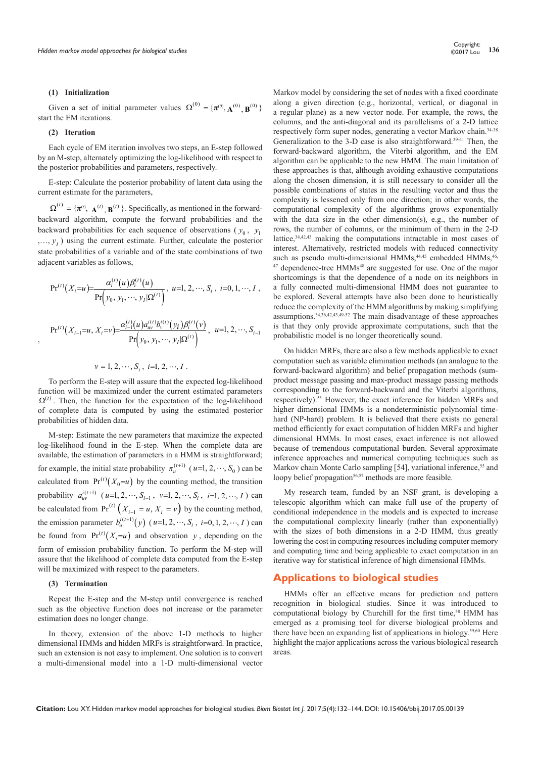**(1) Initialization**

Given a set of initial parameter values $\Omega^{(0)} = \{\pi^{(0)}, \mathbf{A}^{(0)}, \mathbf{B}^{(0)}\}$ start the EM iterations.

**(2) Iteration**

Each cycle of EM iteration involves two steps, an E-step followed by an M-step, alternately optimizing the log-likelihood with respect to the posterior probabilities and parameters, respectively.

E-step: Calculate the posterior probability of latent data using the current estimate for the parameters,

$\Omega^{(t)} = \{\pi^{(t)}, \mathbf{A}^{(t)}, \mathbf{B}^{(t)}\}$. Specifically, as mentioned in the forward-backward algorithm, compute the forward probabilities and the backward probabilities for each sequence of observations ($y_0$, $y_1$, ..., $y_I$) using the current estimate. Further, calculate the posterior state probabilities of a variable and of the state combinations of two adjacent variables as follows,

$$\Pr^{(t)}(X_i=u) = \frac{\alpha_i^{(t)}(u)\beta_i^{(t)}(u)}{\Pr\left(y_0, y_1, \cdots, y_I | \Omega^{(t)}\right)}, \quad u=1, 2, \cdots, S_i, \; i=0, 1, \cdots, I,$$

$$\Pr^{(t)}(X_{i-1}=u, X_i=v) = \frac{\alpha_{i-1}^{(t)}(u) a_{uv}^{i(t)} b_v^{i(t)}(y_i) \beta_i^{(t)}(v)}{\Pr\left(y_0, y_1, \cdots, y_I | \Omega^{(t)}\right)}, \quad u=1, 2, \cdots, S_{i-1},$$

$$v = 1, 2, \cdots, S_i, \; i=1, 2, \cdots, I.$$

To perform the E-step will assure that the expected log-likelihood function will be maximized under the current estimated parameters $\Omega^{(t)}$. Then, the function for the expectation of the log-likelihood of complete data is computed by using the estimated posterior probabilities of hidden data.

M-step: Estimate the new parameters that maximize the expected log-likelihood found in the E-step. When the complete data are available, the estimation of parameters in a HMM is straightforward; for example, the initial state probability $\pi_u^{(t+1)}$ ($u=1, 2, \cdots, S_0$) can be calculated from $\Pr^{(t)}(X_0=u)$ by the counting method, the transition probability $a_{uv}^{i(t+1)}$ ($u=1, 2, \cdots, S_{i-1}$, $v=1, 2, \cdots, S_i$, $i=1, 2, \cdots, I$) can be calculated from $\Pr^{(t)}\left(X_{i-1}=u, X_i=v\right)$ by the counting method, the emission parameter $b_u^{i(t+1)}(y)$ ($u=1, 2, \cdots, S_i$, $i=0, 1, 2, \cdots, I$) can be found from $\Pr^{(t)}(X_i=u)$ and observation $y$, depending on the form of emission probability function. To perform the M-step will assure that the likelihood of complete data computed from the E-step will be maximized with respect to the parameters.

**(3) Termination**

Repeat the E-step and the M-step until convergence is reached such as the objective function does not increase or the parameter estimation does no longer change.

In theory, extension of the above 1-D methods to higher dimensional HMMs and hidden MRFs is straightforward. In practice, such an extension is not easy to implement. One solution is to convert a multi-dimensional model into a 1-D multi-dimensional vector Markov model by considering the set of nodes with a fixed coordinate along a given direction (e.g., horizontal, vertical, or diagonal in a regular plane) as a new vector node. For example, the rows, the columns, and the anti-diagonal and its parallelisms of a 2-D lattice respectively form super nodes, generating a vector Markov chain.[34-38] Generalization to the 3-D case is also straightforward.[39-41] Then, the forward-backward algorithm, the Viterbi algorithm, and the EM algorithm can be applicable to the new HMM. The main limitation of these approaches is that, although avoiding exhaustive computations along the chosen dimension, it is still necessary to consider all the possible combinations of states in the resulting vector and thus the complexity is lessened only from one direction; in other words, the computational complexity of the algorithms grows exponentially with the data size in the other dimension(s), e.g., the number of rows, the number of columns, or the minimum of them in the 2-D lattice,[34,42,43] making the computations intractable in most cases of interest. Alternatively, restricted models with reduced connectivity such as pseudo multi-dimensional HMMs,[44,45] embedded HMMs,[46,47] dependence-tree HMMs[48] are suggested for use. One of the major shortcomings is that the dependence of a node on its neighbors in a fully connected multi-dimensional HMM does not guarantee to be explored. Several attempts have also been done to heuristically reduce the complexity of the HMM algorithms by making simplifying assumptions.[34,36,42,43,49-52] The main disadvantage of these approaches is that they only provide approximate computations, such that the probabilistic model is no longer theoretically sound.

On hidden MRFs, there are also a few methods applicable to exact computation such as variable elimination methods (an analogue to the forward-backward algorithm) and belief propagation methods (sum-product message passing and max-product message passing methods corresponding to the forward-backward and the Viterbi algorithms, respectively).[53] However, the exact inference for hidden MRFs and higher dimensional HMMs is a nondeterministic polynomial time-hard (NP-hard) problem. It is believed that there exists no general method efficiently for exact computation of hidden MRFs and higher dimensional HMMs. In most cases, exact inference is not allowed because of tremendous computational burden. Several approximate inference approaches and numerical computing techniques such as Markov chain Monte Carlo sampling [54], variational inference,[55] and loopy belief propagation[56,57] methods are more feasible.

My research team, funded by an NSF grant, is developing a telescopic algorithm which can make full use of the property of conditional independence in the models and is expected to increase the computational complexity linearly (rather than exponentially) with the sizes of both dimensions in a 2-D HMM, thus greatly lowering the cost in computing resources including computer memory and computing time and being applicable to exact computation in an iterative way for statistical inference of high dimensional HMMs.

## Applications to biological studies

HMMs offer an effective means for prediction and pattern recognition in biological studies. Since it was introduced to computational biology by Churchill for the first time,[58] HMM has emerged as a promising tool for diverse biological problems and there have been an expanding list of applications in biology.[59,60] Here highlight the major applications across the various biological research areas.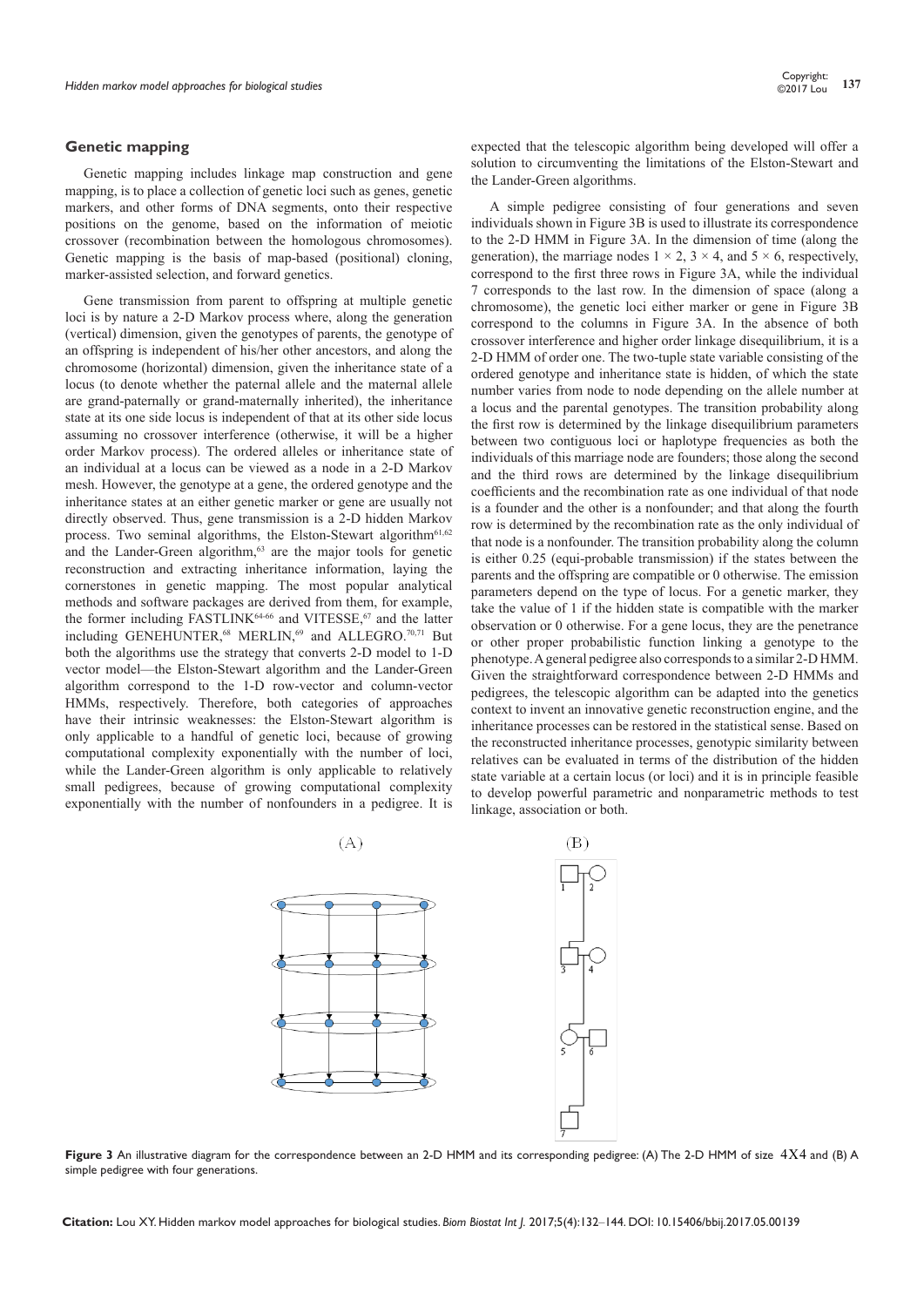## Genetic mapping

Genetic mapping includes linkage map construction and gene mapping, is to place a collection of genetic loci such as genes, genetic markers, and other forms of DNA segments, onto their respective positions on the genome, based on the information of meiotic crossover (recombination between the homologous chromosomes). Genetic mapping is the basis of map-based (positional) cloning, marker-assisted selection, and forward genetics.

Gene transmission from parent to offspring at multiple genetic loci is by nature a 2-D Markov process where, along the generation (vertical) dimension, given the genotypes of parents, the genotype of an offspring is independent of his/her other ancestors, and along the chromosome (horizontal) dimension, given the inheritance state of a locus (to denote whether the paternal allele and the maternal allele are grand-paternally or grand-maternally inherited), the inheritance state at its one side locus is independent of that at its other side locus assuming no crossover interference (otherwise, it will be a higher order Markov process). The ordered alleles or inheritance state of an individual at a locus can be viewed as a node in a 2-D Markov mesh. However, the genotype at a gene, the ordered genotype and the inheritance states at an either genetic marker or gene are usually not directly observed. Thus, gene transmission is a 2-D hidden Markov process. Two seminal algorithms, the Elston-Stewart algorithm[61,62] and the Lander-Green algorithm,[63] are the major tools for genetic reconstruction and extracting inheritance information, laying the cornerstones in genetic mapping. The most popular analytical methods and software packages are derived from them, for example, the former including FASTLINK[64-66] and VITESSE,[67] and the latter including GENEHUNTER,[68] MERLIN,[69] and ALLEGRO.[70,71] But both the algorithms use the strategy that converts 2-D model to 1-D vector model—the Elston-Stewart algorithm and the Lander-Green algorithm correspond to the 1-D row-vector and column-vector HMMs, respectively. Therefore, both categories of approaches have their intrinsic weaknesses: the Elston-Stewart algorithm is only applicable to a handful of genetic loci, because of growing computational complexity exponentially with the number of loci, while the Lander-Green algorithm is only applicable to relatively small pedigrees, because of growing computational complexity exponentially with the number of nonfounders in a pedigree. It is expected that the telescopic algorithm being developed will offer a solution to circumventing the limitations of the Elston-Stewart and the Lander-Green algorithms.

A simple pedigree consisting of four generations and seven individuals shown in Figure 3B is used to illustrate its correspondence to the 2-D HMM in Figure 3A. In the dimension of time (along the generation), the marriage nodes $1 \times 2$, $3 \times 4$, and $5 \times 6$, respectively, correspond to the first three rows in Figure 3A, while the individual 7 corresponds to the last row. In the dimension of space (along a chromosome), the genetic loci either marker or gene in Figure 3B correspond to the columns in Figure 3A. In the absence of both crossover interference and higher order linkage disequilibrium, it is a 2-D HMM of order one. The two-tuple state variable consisting of the ordered genotype and inheritance state is hidden, of which the state number varies from node to node depending on the allele number at a locus and the parental genotypes. The transition probability along the first row is determined by the linkage disequilibrium parameters between two contiguous loci or haplotype frequencies as both the individuals of this marriage node are founders; those along the second and the third rows are determined by the linkage disequilibrium coefficients and the recombination rate as one individual of that node is a founder and the other is a nonfounder; and that along the fourth row is determined by the recombination rate as the only individual of that node is a nonfounder. The transition probability along the column is either 0.25 (equi-probable transmission) if the states between the parents and the offspring are compatible or 0 otherwise. The emission parameters depend on the type of locus. For a genetic marker, they take the value of 1 if the hidden state is compatible with the marker observation or 0 otherwise. For a gene locus, they are the penetrance or other proper probabilistic function linking a genotype to the phenotype. A general pedigree also corresponds to a similar 2-D HMM. Given the straightforward correspondence between 2-D HMMs and pedigrees, the telescopic algorithm can be adapted into the genetics context to invent an innovative genetic reconstruction engine, and the inheritance processes can be restored in the statistical sense. Based on the reconstructed inheritance processes, genotypic similarity between relatives can be evaluated in terms of the distribution of the hidden state variable at a certain locus (or loci) and it is in principle feasible to develop powerful parametric and nonparametric methods to test linkage, association or both.

**Figure 3** An illustrative diagram for the correspondence between an 2-D HMM and its corresponding pedigree: (A) The 2-D HMM of size $4X4$ and (B) A simple pedigree with four generations.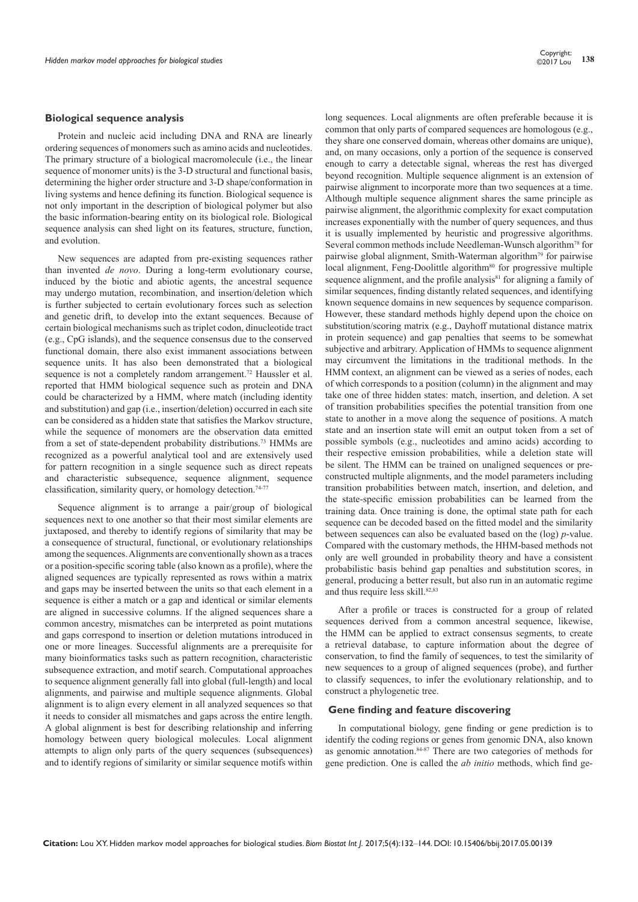## Biological sequence analysis

Protein and nucleic acid including DNA and RNA are linearly ordering sequences of monomers such as amino acids and nucleotides. The primary structure of a biological macromolecule (i.e., the linear sequence of monomer units) is the 3-D structural and functional basis, determining the higher order structure and 3-D shape/conformation in living systems and hence defining its function. Biological sequence is not only important in the description of biological polymer but also the basic information-bearing entity on its biological role. Biological sequence analysis can shed light on its features, structure, function, and evolution.

New sequences are adapted from pre-existing sequences rather than invented *de novo*. During a long-term evolutionary course, induced by the biotic and abiotic agents, the ancestral sequence may undergo mutation, recombination, and insertion/deletion which is further subjected to certain evolutionary forces such as selection and genetic drift, to develop into the extant sequences. Because of certain biological mechanisms such as triplet codon, dinucleotide tract (e.g., CpG islands), and the sequence consensus due to the conserved functional domain, there also exist immanent associations between sequence units. It has also been demonstrated that a biological sequence is not a completely random arrangement.[72] Haussler et al. reported that HMM biological sequence such as protein and DNA could be characterized by a HMM, where match (including identity and substitution) and gap (i.e., insertion/deletion) occurred in each site can be considered as a hidden state that satisfies the Markov structure, while the sequence of monomers are the observation data emitted from a set of state-dependent probability distributions.[73] HMMs are recognized as a powerful analytical tool and are extensively used for pattern recognition in a single sequence such as direct repeats and characteristic subsequence, sequence alignment, sequence classification, similarity query, or homology detection.[74-77]

Sequence alignment is to arrange a pair/group of biological sequences next to one another so that their most similar elements are juxtaposed, and thereby to identify regions of similarity that may be a consequence of structural, functional, or evolutionary relationships among the sequences. Alignments are conventionally shown as a traces or a position-specific scoring table (also known as a profile), where the aligned sequences are typically represented as rows within a matrix and gaps may be inserted between the units so that each element in a sequence is either a match or a gap and identical or similar elements are aligned in successive columns. If the aligned sequences share a common ancestry, mismatches can be interpreted as point mutations and gaps correspond to insertion or deletion mutations introduced in one or more lineages. Successful alignments are a prerequisite for many bioinformatics tasks such as pattern recognition, characteristic subsequence extraction, and motif search. Computational approaches to sequence alignment generally fall into global (full-length) and local alignments, and pairwise and multiple sequence alignments. Global alignment is to align every element in all analyzed sequences so that it needs to consider all mismatches and gaps across the entire length. A global alignment is best for describing relationship and inferring homology between query biological molecules. Local alignment attempts to align only parts of the query sequences (subsequences) and to identify regions of similarity or similar sequence motifs within long sequences. Local alignments are often preferable because it is common that only parts of compared sequences are homologous (e.g., they share one conserved domain, whereas other domains are unique), and, on many occasions, only a portion of the sequence is conserved enough to carry a detectable signal, whereas the rest has diverged beyond recognition. Multiple sequence alignment is an extension of pairwise alignment to incorporate more than two sequences at a time. Although multiple sequence alignment shares the same principle as pairwise alignment, the algorithmic complexity for exact computation increases exponentially with the number of query sequences, and thus it is usually implemented by heuristic and progressive algorithms. Several common methods include Needleman-Wunsch algorithm[78] for pairwise global alignment, Smith-Waterman algorithm[79] for pairwise local alignment, Feng-Doolittle algorithm[80] for progressive multiple sequence alignment, and the profile analysis[81] for aligning a family of similar sequences, finding distantly related sequences, and identifying known sequence domains in new sequences by sequence comparison. However, these standard methods highly depend upon the choice on substitution/scoring matrix (e.g., Dayhoff mutational distance matrix in protein sequence) and gap penalties that seems to be somewhat subjective and arbitrary. Application of HMMs to sequence alignment may circumvent the limitations in the traditional methods. In the HMM context, an alignment can be viewed as a series of nodes, each of which corresponds to a position (column) in the alignment and may take one of three hidden states: match, insertion, and deletion. A set of transition probabilities specifies the potential transition from one state to another in a move along the sequence of positions. A match state and an insertion state will emit an output token from a set of possible symbols (e.g., nucleotides and amino acids) according to their respective emission probabilities, while a deletion state will be silent. The HMM can be trained on unaligned sequences or pre-constructed multiple alignments, and the model parameters including transition probabilities between match, insertion, and deletion, and the state-specific emission probabilities can be learned from the training data. Once training is done, the optimal state path for each sequence can be decoded based on the fitted model and the similarity between sequences can also be evaluated based on the (log) *p*-value. Compared with the customary methods, the HHM-based methods not only are well grounded in probability theory and have a consistent probabilistic basis behind gap penalties and substitution scores, in general, producing a better result, but also run in an automatic regime and thus require less skill.[82,83]

After a profile or traces is constructed for a group of related sequences derived from a common ancestral sequence, likewise, the HMM can be applied to extract consensus segments, to create a retrieval database, to capture information about the degree of conservation, to find the family of sequences, to test the similarity of new sequences to a group of aligned sequences (probe), and further to classify sequences, to infer the evolutionary relationship, and to construct a phylogenetic tree.

## Gene finding and feature discovering

In computational biology, gene finding or gene prediction is to identify the coding regions or genes from genomic DNA, also known as genomic annotation.[84-87] There are two categories of methods for gene prediction. One is called the *ab initio* methods, which find ge-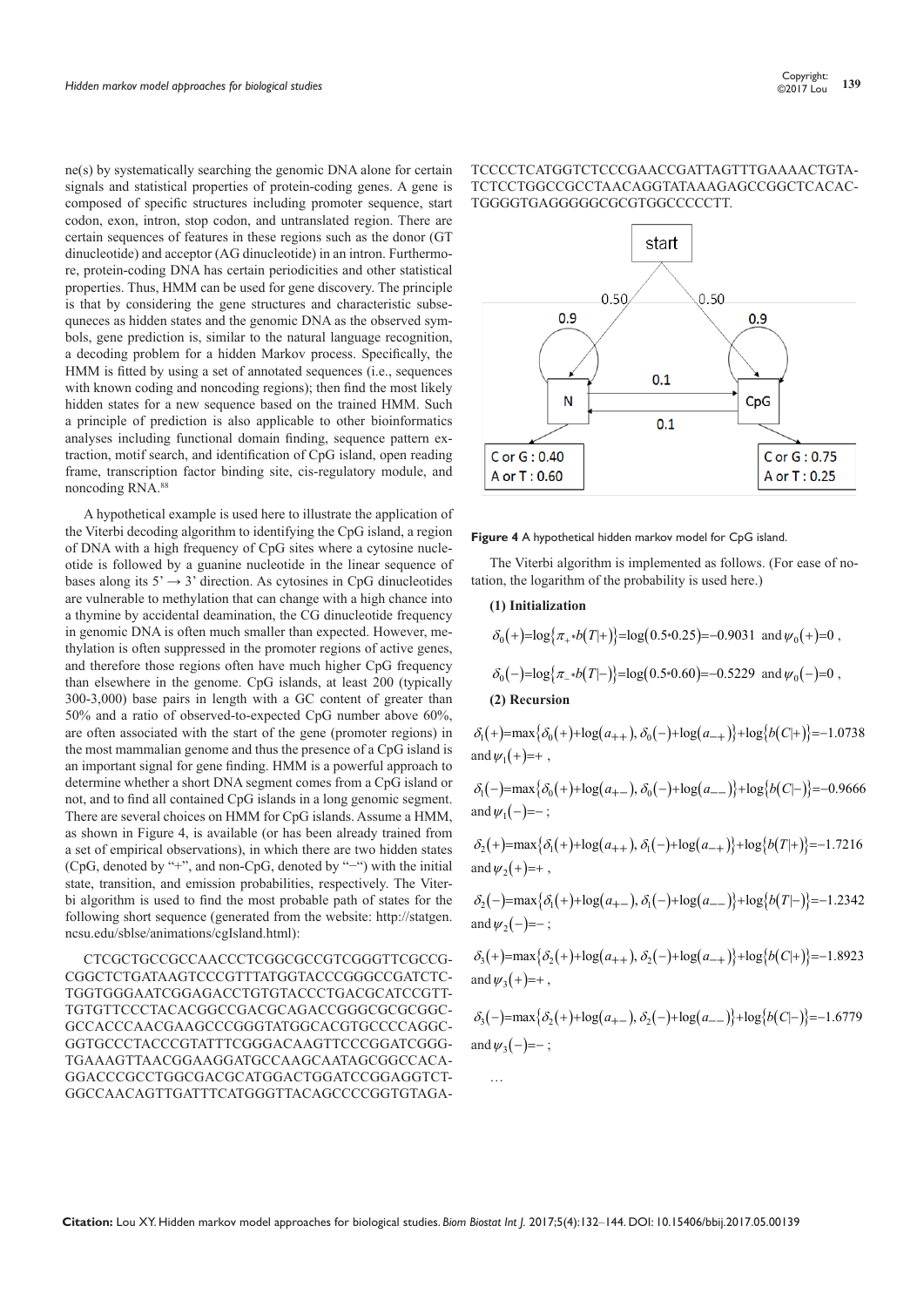ne(s) by systematically searching the genomic DNA alone for certain signals and statistical properties of protein-coding genes. A gene is composed of specific structures including promoter sequence, start codon, exon, intron, stop codon, and untranslated region. There are certain sequences of features in these regions such as the donor (GT dinucleotide) and acceptor (AG dinucleotide) in an intron. Furthermore, protein-coding DNA has certain periodicities and other statistical properties. Thus, HMM can be used for gene discovery. The principle is that by considering the gene structures and characteristic subsequneces as hidden states and the genomic DNA as the observed symbols, gene prediction is, similar to the natural language recognition, a decoding problem for a hidden Markov process. Specifically, the HMM is fitted by using a set of annotated sequences (i.e., sequences with known coding and noncoding regions); then find the most likely hidden states for a new sequence based on the trained HMM. Such a principle of prediction is also applicable to other bioinformatics analyses including functional domain finding, sequence pattern extraction, motif search, and identification of CpG island, open reading frame, transcription factor binding site, cis-regulatory module, and noncoding RNA.[88]

A hypothetical example is used here to illustrate the application of the Viterbi decoding algorithm to identifying the CpG island, a region of DNA with a high frequency of CpG sites where a cytosine nucleotide is followed by a guanine nucleotide in the linear sequence of bases along its 5' → 3' direction. As cytosines in CpG dinucleotides are vulnerable to methylation that can change with a high chance into a thymine by accidental deamination, the CG dinucleotide frequency in genomic DNA is often much smaller than expected. However, methylation is often suppressed in the promoter regions of active genes, and therefore those regions often have much higher CpG frequency than elsewhere in the genome. CpG islands, at least 200 (typically 300-3,000) base pairs in length with a GC content of greater than 50% and a ratio of observed-to-expected CpG number above 60%, are often associated with the start of the gene (promoter regions) in the most mammalian genome and thus the presence of a CpG island is an important signal for gene finding. HMM is a powerful approach to determine whether a short DNA segment comes from a CpG island or not, and to find all contained CpG islands in a long genomic segment. There are several choices on HMM for CpG islands. Assume a HMM, as shown in Figure 4, is available (or has been already trained from a set of empirical observations), in which there are two hidden states (CpG, denoted by "+", and non-CpG, denoted by "−") with the initial state, transition, and emission probabilities, respectively. The Viterbi algorithm is used to find the most probable path of states for the following short sequence (generated from the website: http://statgen.ncsu.edu/sblse/animations/cgIsland.html):

CTCGCTGCCGCCAACCCTCGGCGCCGTCGGGTTCGCCG-CGGCTCTGATAAGTCCCGTTTATGGTACCCGGGCCGATCTC-TGGTGGGAATCGGAGACCTGTGTACCCTGACGCATCCGTT-TGTGTTCCCTACACGGCCGACGCAGACCGGGCGCGCGGC-GCCACCCAACGAAGCCCGGGTATGGCACGTGCCCCAGGC-GGTGCCCTACCCGTATTTCGGGACAAGTTCCCGGATCGGG-TGAAAGTTAACGGAAGGATGCCAAGCAATAGCGGCCACA-GGACCCGCCTGGCGACGCATGGACTGGATCCGGAGGTCT-GGCCAACAGTTGATTTCATGGGTTACAGCCCCGGTGTAGA-TCCCCTCATGGTCTCCCGAACCGATTAGTTTGAAAACTGTA-TCTCCTGGCCGCCTAACAGGTATAAAGAGCCGGCTCACAC-TGGGGTGAGGGGGCGCGTGGCCCCCTT.

**Figure 4** A hypothetical hidden markov model for CpG island.

The Viterbi algorithm is implemented as follows. (For ease of notation, the logarithm of the probability is used here.)

**(1) Initialization**

$$\delta_0(+)=\log\{\pi_+ * b(T|+)\}=\log(0.5*0.25)=-0.9031 \text{ and } \psi_0(+)=0,$$

$$\delta_0(-)=\log\{\pi_- * b(T|-)\}=\log(0.5*0.60)=-0.5229 \text{ and } \psi_0(-)=0,$$

**(2) Recursion**

$$\delta_1(+)=\max\{\delta_0(+)+\log(a_{++}),\ \delta_0(-)+\log(a_{-+})\}+\log\{b(C|+)\}=-1.0738 \text{ and } \psi_1(+)=+,$$

$$\delta_1(-)=\max\{\delta_0(+)+\log(a_{+-}),\ \delta_0(-)+\log(a_{--})\}+\log\{b(C|-)\}=-0.9666 \text{ and } \psi_1(-)=-;$$

$$\delta_2(+)=\max\{\delta_1(+)+\log(a_{++}),\ \delta_1(-)+\log(a_{-+})\}+\log\{b(T|+)\}=-1.7216 \text{ and } \psi_2(+)=+,$$

$$\delta_2(-)=\max\{\delta_1(+)+\log(a_{+-}),\ \delta_1(-)+\log(a_{--})\}+\log\{b(T|-)\}=-1.2342 \text{ and } \psi_2(-)=-;$$

$$\delta_3(+)=\max\{\delta_2(+)+\log(a_{++}),\ \delta_2(-)+\log(a_{-+})\}+\log\{b(C|+)\}=-1.8923 \text{ and } \psi_3(+)=+,$$

$$\delta_3(-)=\max\{\delta_2(+)+\log(a_{+-}),\ \delta_2(-)+\log(a_{--})\}+\log\{b(C|-)\}=-1.6779 \text{ and } \psi_3(-)=-;$$

…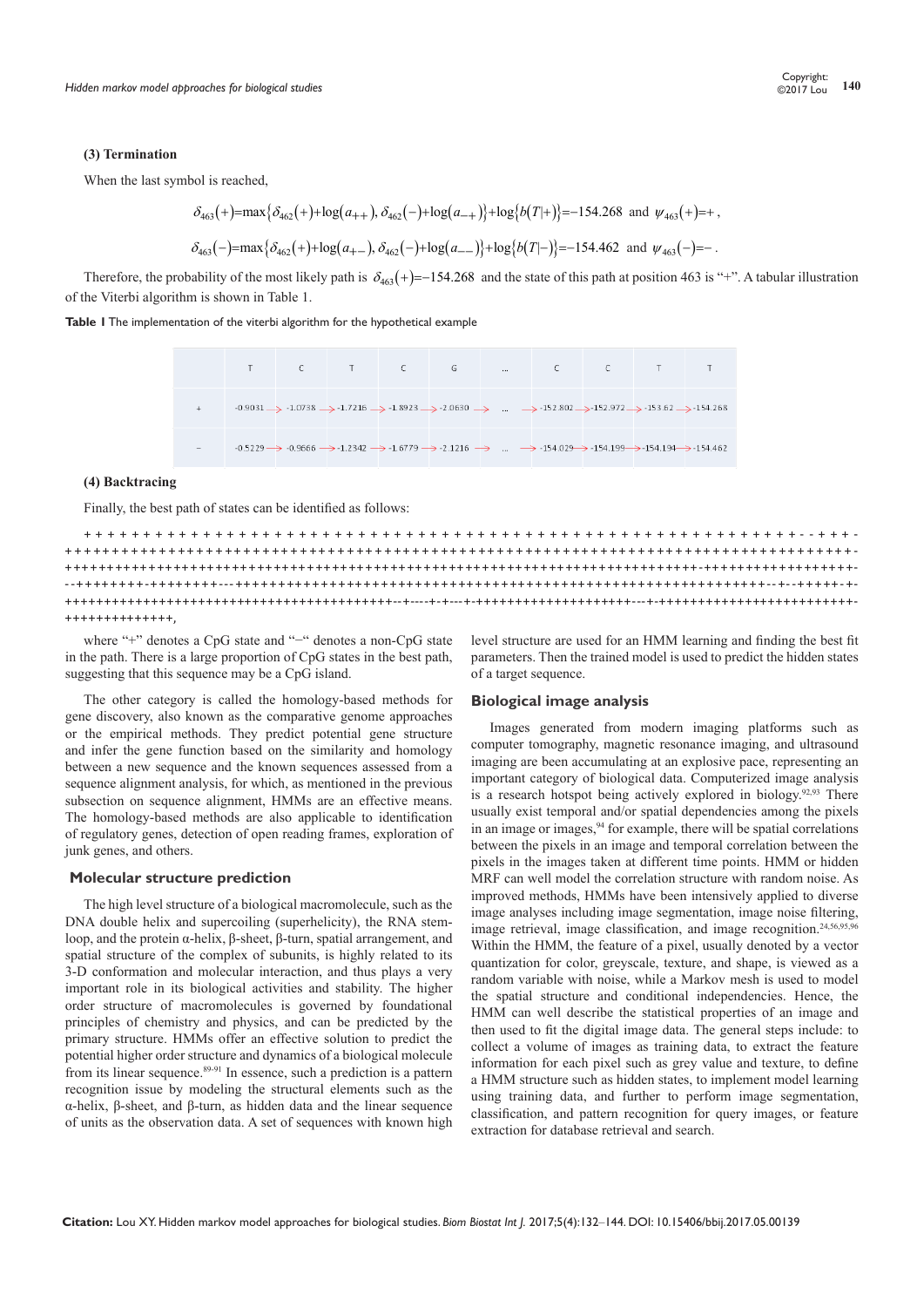**(3) Termination**

When the last symbol is reached,

$$\delta_{463}(+)=\max\{\delta_{462}(+)+\log(a_{++}),\delta_{462}(-)+\log(a_{-+})\}+\log\{b(T|+)\}=-154.268 \text{ and } \psi_{463}(+)=+,$$

$$\delta_{463}(-)=\max\{\delta_{462}(+)+\log(a_{+-}),\delta_{462}(-)+\log(a_{--})\}+\log\{b(T|-)\}=-154.462 \text{ and } \psi_{463}(-)=-.$$

Therefore, the probability of the most likely path is $\delta_{463}(+)=-154.268$ and the state of this path at position 463 is "+". A tabular illustration of the Viterbi algorithm is shown in Table 1.

**Table 1** The implementation of the viterbi algorithm for the hypothetical example

| | T | C | T | C | G | ... | C | C | T | T |
|---|---|---|---|---|---|---|---|---|---|---|
| + | -0.9031 → | -1.0738 → | -1.7216 → | -1.8923 → | -2.0630 → | ... | → -152.802 → | -152.972 → | -153.62 → | -154.268 |
| − | -0.5229 → | -0.9666 → | -1.2342 → | -1.6779 → | -2.1216 → | ... | → -154.029 → | -154.199 → | -154.194 → | -154.462 |

**(4) Backtracing**

Finally, the best path of states can be identified as follows:

+ + + + + + + + + + + + + + + + + + + + + + + + + + + + + + + + + + + + + + + + + + + + + + + + + + + + + + + + + + + + + + + + + + + + + + + + + + + + + + - - + + + -
+++++++++++++++++++++++++++++++++++++++++++++++++++++++++++++++++++++++++++++++++++++++++++++++++++++-
+++++++++++++++++++++++++++++++++++++++++++++++++++++++++++++++++++++++++++++++++-+++++++++++++++++++-
--+++++++-+++++++---+++++++++++++++++++++++++++++++++++++++++++++++++++++++++++++++++--+--+++++-+-
+++++++++++++++++++++++++++++++++++++++++--+----+-+---+++++++++++++++++++---+-++++++++++++++++++++++++-
++++++++++++++,

where "+" denotes a CpG state and "−" denotes a non-CpG state in the path. There is a large proportion of CpG states in the best path, suggesting that this sequence may be a CpG island.

The other category is called the homology-based methods for gene discovery, also known as the comparative genome approaches or the empirical methods. They predict potential gene structure and infer the gene function based on the similarity and homology between a new sequence and the known sequences assessed from a sequence alignment analysis, for which, as mentioned in the previous subsection on sequence alignment, HMMs are an effective means. The homology-based methods are also applicable to identification of regulatory genes, detection of open reading frames, exploration of junk genes, and others.

## Molecular structure prediction

The high level structure of a biological macromolecule, such as the DNA double helix and supercoiling (superhelicity), the RNA stem-loop, and the protein α-helix, β-sheet, β-turn, spatial arrangement, and spatial structure of the complex of subunits, is highly related to its 3-D conformation and molecular interaction, and thus plays a very important role in its biological activities and stability. The higher order structure of macromolecules is governed by foundational principles of chemistry and physics, and can be predicted by the primary structure. HMMs offer an effective solution to predict the potential higher order structure and dynamics of a biological molecule from its linear sequence.[89-91] In essence, such a prediction is a pattern recognition issue by modeling the structural elements such as the α-helix, β-sheet, and β-turn, as hidden data and the linear sequence of units as the observation data. A set of sequences with known high level structure are used for an HMM learning and finding the best fit parameters. Then the trained model is used to predict the hidden states of a target sequence.

## Biological image analysis

Images generated from modern imaging platforms such as computer tomography, magnetic resonance imaging, and ultrasound imaging are been accumulating at an explosive pace, representing an important category of biological data. Computerized image analysis is a research hotspot being actively explored in biology.[92,93] There usually exist temporal and/or spatial dependencies among the pixels in an image or images,[94] for example, there will be spatial correlations between the pixels in an image and temporal correlation between the pixels in the images taken at different time points. HMM or hidden MRF can well model the correlation structure with random noise. As improved methods, HMMs have been intensively applied to diverse image analyses including image segmentation, image noise filtering, image retrieval, image classification, and image recognition.[24,56,95,96] Within the HMM, the feature of a pixel, usually denoted by a vector quantization for color, greyscale, texture, and shape, is viewed as a random variable with noise, while a Markov mesh is used to model the spatial structure and conditional independencies. Hence, the HMM can well describe the statistical properties of an image and then used to fit the digital image data. The general steps include: to collect a volume of images as training data, to extract the feature information for each pixel such as grey value and texture, to define a HMM structure such as hidden states, to implement model learning using training data, and further to perform image segmentation, classification, and pattern recognition for query images, or feature extraction for database retrieval and search.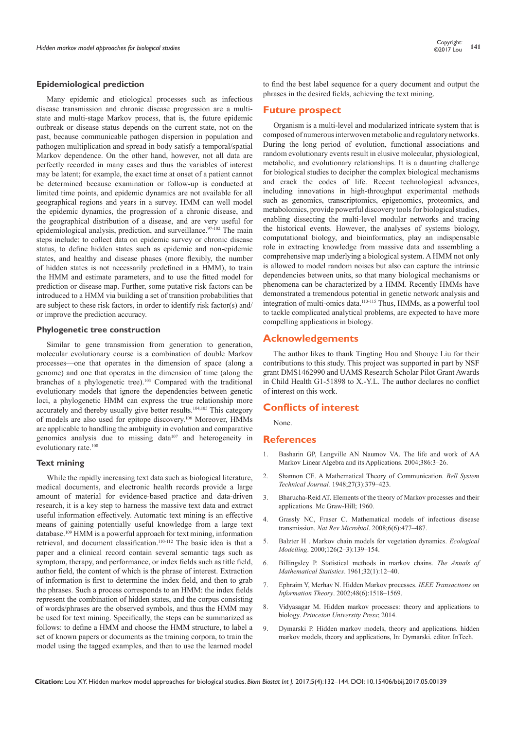### Epidemiological prediction

Many epidemic and etiological processes such as infectious disease transmission and chronic disease progression are a multi-state and multi-stage Markov process, that is, the future epidemic outbreak or disease status depends on the current state, not on the past, because communicable pathogen dispersion in population and pathogen multiplication and spread in body satisfy a temporal/spatial Markov dependence. On the other hand, however, not all data are perfectly recorded in many cases and thus the variables of interest may be latent; for example, the exact time at onset of a patient cannot be determined because examination or follow-up is conducted at limited time points, and epidemic dynamics are not available for all geographical regions and years in a survey. HMM can well model the epidemic dynamics, the progression of a chronic disease, and the geographical distribution of a disease, and are very useful for epidemiological analysis, prediction, and surveillance.[97-102] The main steps include: to collect data on epidemic survey or chronic disease status, to define hidden states such as epidemic and non-epidemic states, and healthy and disease phases (more flexibly, the number of hidden states is not necessarily predefined in a HMM), to train the HMM and estimate parameters, and to use the fitted model for prediction or disease map. Further, some putative risk factors can be introduced to a HMM via building a set of transition probabilities that are subject to these risk factors, in order to identify risk factor(s) and/or improve the prediction accuracy.

### Phylogenetic tree construction

Similar to gene transmission from generation to generation, molecular evolutionary course is a combination of double Markov processes—one that operates in the dimension of space (along a genome) and one that operates in the dimension of time (along the branches of a phylogenetic tree).[103] Compared with the traditional evolutionary models that ignore the dependencies between genetic loci, a phylogenetic HMM can express the true relationship more accurately and thereby usually give better results.[104,105] This category of models are also used for epitope discovery.[106] Moreover, HMMs are applicable to handling the ambiguity in evolution and comparative genomics analysis due to missing data[107] and heterogeneity in evolutionary rate.[108]

### Text mining

While the rapidly increasing text data such as biological literature, medical documents, and electronic health records provide a large amount of material for evidence-based practice and data-driven research, it is a key step to harness the massive text data and extract useful information effectively. Automatic text mining is an effective means of gaining potentially useful knowledge from a large text database.[109] HMM is a powerful approach for text mining, information retrieval, and document classification.[110-112] The basic idea is that a paper and a clinical record contain several semantic tags such as symptom, therapy, and performance, or index fields such as title field, author field, the content of which is the phrase of interest. Extraction of information is first to determine the index field, and then to grab the phrases. Such a process corresponds to an HMM: the index fields represent the combination of hidden states, and the corpus consisting of words/phrases are the observed symbols, and thus the HMM may be used for text mining. Specifically, the steps can be summarized as follows: to define a HMM and choose the HMM structure, to label a set of known papers or documents as the training corpora, to train the model using the tagged examples, and then to use the learned model to find the best label sequence for a query document and output the phrases in the desired fields, achieving the text mining.

## Future prospect

Organism is a multi-level and modularized intricate system that is composed of numerous interwoven metabolic and regulatory networks. During the long period of evolution, functional associations and random evolutionary events result in elusive molecular, physiological, metabolic, and evolutionary relationships. It is a daunting challenge for biological studies to decipher the complex biological mechanisms and crack the codes of life. Recent technological advances, including innovations in high-throughput experimental methods such as genomics, transcriptomics, epigenomics, proteomics, and metabolomics, provide powerful discovery tools for biological studies, enabling dissecting the multi-level modular networks and tracing the historical events. However, the analyses of systems biology, computational biology, and bioinformatics, play an indispensable role in extracting knowledge from massive data and assembling a comprehensive map underlying a biological system. A HMM not only is allowed to model random noises but also can capture the intrinsic dependencies between units, so that many biological mechanisms or phenomena can be characterized by a HMM. Recently HMMs have demonstrated a tremendous potential in genetic network analysis and integration of multi-omics data.[113-115] Thus, HMMs, as a powerful tool to tackle complicated analytical problems, are expected to have more compelling applications in biology.

## Acknowledgements

The author likes to thank Tingting Hou and Shouye Liu for their contributions to this study. This project was supported in part by NSF grant DMS1462990 and UAMS Research Scholar Pilot Grant Awards in Child Health G1-51898 to X.-Y.L. The author declares no conflict of interest on this work.

## Conflicts of interest

None.

## References

1. Basharin GP, Langville AN Naumov VA. The life and work of AA Markov Linear Algebra and its Applications. 2004;386:3–26.
2. Shannon CE. A Mathematical Theory of Communication. *Bell System Technical Journal.* 1948;27(3):379–423.
3. Bharucha-Reid AT. Elements of the theory of Markov processes and their applications. Mc Graw-Hill; 1960.
4. Grassly NC, Fraser C. Mathematical models of infectious disease transmission. *Nat Rev Microbiol*. 2008;6(6):477–487.
5. Balzter H . Markov chain models for vegetation dynamics. *Ecological Modelling*. 2000;126(2–3):139–154.
6. Billingsley P. Statistical methods in markov chains. *The Annals of Mathematical Statistics*. 1961;32(1):12–40.
7. Ephraim Y, Merhav N. Hidden Markov processes. *IEEE Transactions on Information Theory*. 2002;48(6):1518–1569.
8. Vidyasagar M. Hidden markov processes: theory and applications to biology. *Princeton University Press*; 2014.
9. Dymarski P. Hidden markov models, theory and applications. hidden markov models, theory and applications, In: Dymarski. editor. InTech.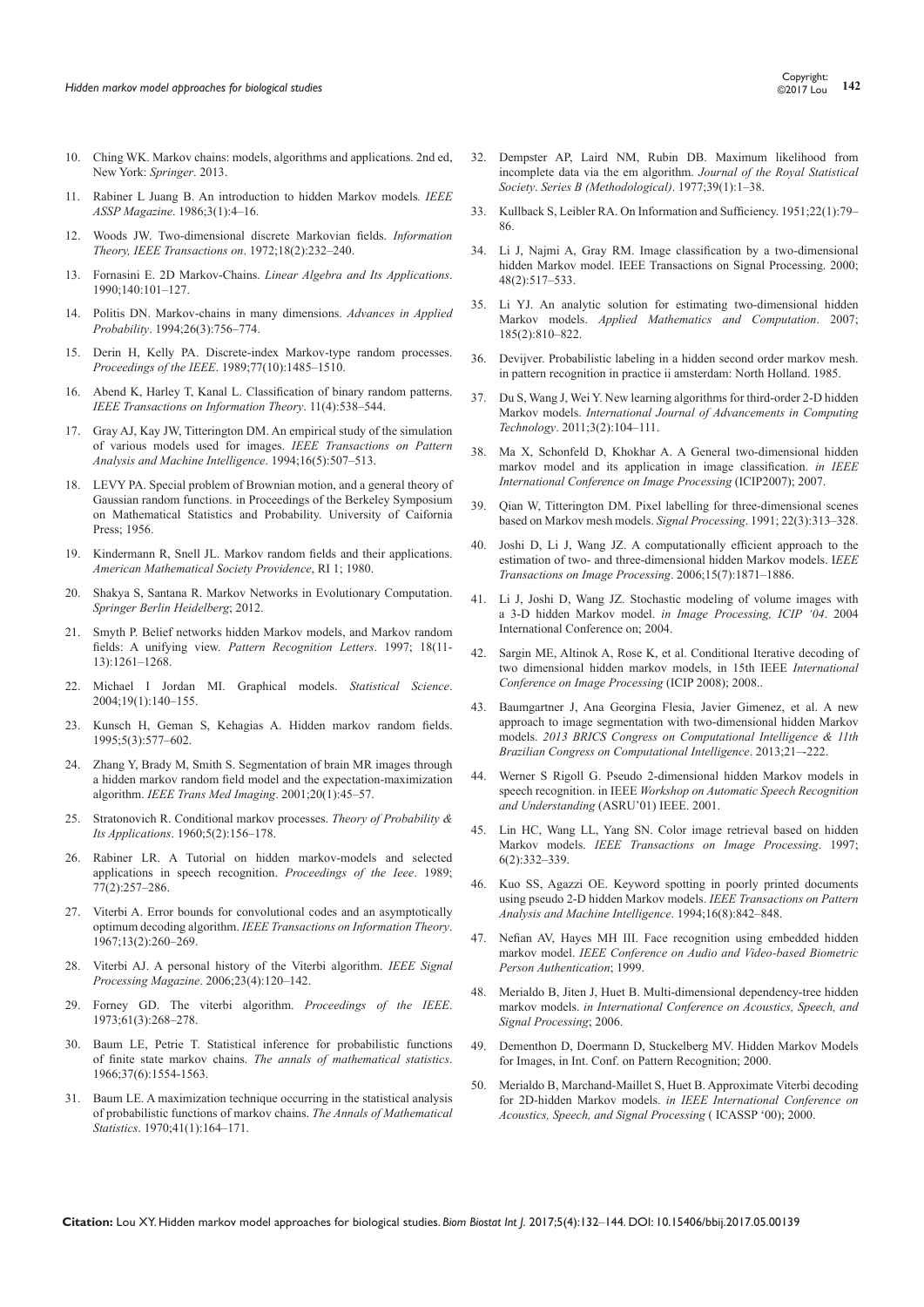10. Ching WK. Markov chains: models, algorithms and applications. 2nd ed, New York: *Springer*. 2013.
11. Rabiner L Juang B. An introduction to hidden Markov models*. IEEE ASSP Magazine*. 1986;3(1):4–16.
12. Woods JW. Two-dimensional discrete Markovian fields. *Information Theory, IEEE Transactions on*. 1972;18(2):232–240.
13. Fornasini E. 2D Markov-Chains. *Linear Algebra and Its Applications*. 1990;140:101–127.
14. Politis DN. Markov-chains in many dimensions. *Advances in Applied Probability*. 1994;26(3):756–774.
15. Derin H, Kelly PA. Discrete-index Markov-type random processes. *Proceedings of the IEEE*. 1989;77(10):1485–1510.
16. Abend K, Harley T, Kanal L. Classification of binary random patterns. *IEEE Transactions on Information Theory*. 11(4):538–544.
17. Gray AJ, Kay JW, Titterington DM. An empirical study of the simulation of various models used for images. *IEEE Transactions on Pattern Analysis and Machine Intelligence*. 1994;16(5):507–513.
18. LEVY PA. Special problem of Brownian motion, and a general theory of Gaussian random functions. in Proceedings of the Berkeley Symposium on Mathematical Statistics and Probability. University of Caifornia Press; 1956.
19. Kindermann R, Snell JL. Markov random fields and their applications. *American Mathematical Society Providence*, RI 1; 1980.
20. Shakya S, Santana R. Markov Networks in Evolutionary Computation. *Springer Berlin Heidelberg*; 2012.
21. Smyth P. Belief networks hidden Markov models, and Markov random fields: A unifying view. *Pattern Recognition Letters*. 1997; 18(11-13):1261–1268.
22. Michael I Jordan MI. Graphical models. *Statistical Science*. 2004;19(1):140–155.
23. Kunsch H, Geman S, Kehagias A. Hidden markov random fields. 1995;5(3):577–602.
24. Zhang Y, Brady M, Smith S. Segmentation of brain MR images through a hidden markov random field model and the expectation-maximization algorithm. *IEEE Trans Med Imaging*. 2001;20(1):45–57.
25. Stratonovich R. Conditional markov processes. *Theory of Probability & Its Applications*. 1960;5(2):156–178.
26. Rabiner LR. A Tutorial on hidden markov-models and selected applications in speech recognition. *Proceedings of the Ieee*. 1989; 77(2):257–286.
27. Viterbi A. Error bounds for convolutional codes and an asymptotically optimum decoding algorithm. *IEEE Transactions on Information Theory*. 1967;13(2):260–269.
28. Viterbi AJ. A personal history of the Viterbi algorithm. *IEEE Signal Processing Magazine*. 2006;23(4):120–142.
29. Forney GD. The viterbi algorithm. *Proceedings of the IEEE*. 1973;61(3):268–278.
30. Baum LE, Petrie T. Statistical inference for probabilistic functions of finite state markov chains. *The annals of mathematical statistics*. 1966;37(6):1554-1563.
31. Baum LE. A maximization technique occurring in the statistical analysis of probabilistic functions of markov chains. *The Annals of Mathematical Statistics*. 1970;41(1):164–171.
32. Dempster AP, Laird NM, Rubin DB. Maximum likelihood from incomplete data via the em algorithm. *Journal of the Royal Statistical Society*. *Series B (Methodological)*. 1977;39(1):1–38.
33. Kullback S, Leibler RA. On Information and Sufficiency. 1951;22(1):79–86.
34. Li J, Najmi A, Gray RM. Image classification by a two-dimensional hidden Markov model. IEEE Transactions on Signal Processing. 2000; 48(2):517–533.
35. Li YJ. An analytic solution for estimating two-dimensional hidden Markov models. *Applied Mathematics and Computation*. 2007; 185(2):810–822.
36. Devijver. Probabilistic labeling in a hidden second order markov mesh. in pattern recognition in practice ii amsterdam: North Holland. 1985.
37. Du S, Wang J, Wei Y. New learning algorithms for third-order 2-D hidden Markov models. *International Journal of Advancements in Computing Technology*. 2011;3(2):104–111.
38. Ma X, Schonfeld D, Khokhar A. A General two-dimensional hidden markov model and its application in image classification. *in IEEE International Conference on Image Processing* (ICIP2007); 2007.
39. Qian W, Titterington DM. Pixel labelling for three-dimensional scenes based on Markov mesh models. *Signal Processing*. 1991; 22(3):313–328.
40. Joshi D, Li J, Wang JZ. A computationally efficient approach to the estimation of two- and three-dimensional hidden Markov models. I*EEE Transactions on Image Processing*. 2006;15(7):1871–1886.
41. Li J, Joshi D, Wang JZ. Stochastic modeling of volume images with a 3-D hidden Markov model. *in Image Processing, ICIP '04*. 2004 International Conference on; 2004.
42. Sargin ME, Altinok A, Rose K, et al. Conditional Iterative decoding of two dimensional hidden markov models, in 15th IEEE *International Conference on Image Processing* (ICIP 2008); 2008..
43. Baumgartner J, Ana Georgina Flesia, Javier Gimenez, et al. A new approach to image segmentation with two-dimensional hidden Markov models. *2013 BRICS Congress on Computational Intelligence & 11th Brazilian Congress on Computational Intelligence*. 2013;21–-222.
44. Werner S Rigoll G. Pseudo 2-dimensional hidden Markov models in speech recognition. in IEEE *Workshop on Automatic Speech Recognition and Understanding* (ASRU'01) IEEE. 2001.
45. Lin HC, Wang LL, Yang SN. Color image retrieval based on hidden Markov models. *IEEE Transactions on Image Processing*. 1997; 6(2):332–339.
46. Kuo SS, Agazzi OE. Keyword spotting in poorly printed documents using pseudo 2-D hidden Markov models. *IEEE Transactions on Pattern Analysis and Machine Intelligence*. 1994;16(8):842–848.
47. Nefian AV, Hayes MH III. Face recognition using embedded hidden markov model. *IEEE Conference on Audio and Video-based Biometric Person Authentication*; 1999.
48. Merialdo B, Jiten J, Huet B. Multi-dimensional dependency-tree hidden markov models. *in International Conference on Acoustics, Speech, and Signal Processing*; 2006.
49. Dementhon D, Doermann D, Stuckelberg MV. Hidden Markov Models for Images, in Int. Conf. on Pattern Recognition; 2000.
50. Merialdo B, Marchand-Maillet S, Huet B. Approximate Viterbi decoding for 2D-hidden Markov models. *in IEEE International Conference on Acoustics, Speech, and Signal Processing* ( ICASSP '00); 2000.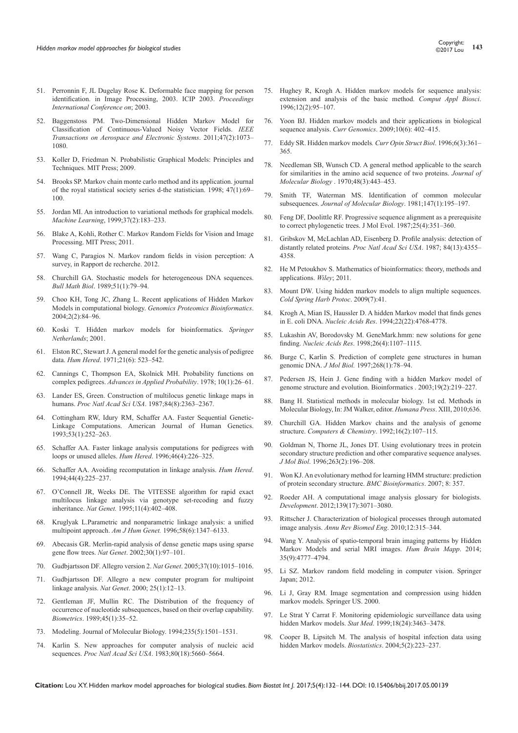51. Perronnin F, JL Dugelay Rose K. Deformable face mapping for person identification. in Image Processing, 2003. ICIP 2003. *Proceedings International Conference on*; 2003.
52. Baggenstoss PM. Two-Dimensional Hidden Markov Model for Classification of Continuous-Valued Noisy Vector Fields. *IEEE Transactions on Aerospace and Electronic Systems*. 2011;47(2):1073–1080.
53. Koller D, Friedman N. Probabilistic Graphical Models: Principles and Techniques. MIT Press; 2009.
54. Brooks SP. Markov chain monte carlo method and its application. journal of the royal statistical society series d-the statistician. 1998; 47(1):69–100.
55. Jordan MI. An introduction to variational methods for graphical models. *Machine Learning*, 1999;37(2):183–233.
56. Blake A, Kohli, Rother C. Markov Random Fields for Vision and Image Processing. MIT Press; 2011.
57. Wang C, Paragios N. Markov random fields in vision perception: A survey, in Rapport de recherche. 2012.
58. Churchill GA. Stochastic models for heterogeneous DNA sequences. *Bull Math Biol*. 1989;51(1):79–94.
59. Choo KH, Tong JC, Zhang L. Recent applications of Hidden Markov Models in computational biology. *Genomics Proteomics Bioinformatics*. 2004;2(2):84–96.
60. Koski T. Hidden markov models for bioinformatics. *Springer Netherlands*; 2001.
61. Elston RC, Stewart J. A general model for the genetic analysis of pedigree data. *Hum Hered*. 1971;21(6): 523–542.
62. Cannings C, Thompson EA, Skolnick MH. Probability functions on complex pedigrees. *Advances in Applied Probability*. 1978; 10(1):26–61.
63. Lander ES, Green. Construction of multilocus genetic linkage maps in humans. *Proc Natl Acad Sci USA*. 1987;84(8):2363–2367.
64. Cottingham RW, Idury RM, Schaffer AA. Faster Sequential Genetic-Linkage Computations. American Journal of Human Genetics. 1993;53(1):252–263.
65. Schaffer AA. Faster linkage analysis computations for pedigrees with loops or unused alleles. *Hum Hered*. 1996;46(4):226–325.
66. Schaffer AA. Avoiding recomputation in linkage analysis. *Hum Hered*. 1994;44(4):225–237.
67. O'Connell JR, Weeks DE. The VITESSE algorithm for rapid exact multilocus linkage analysis via genotype set-recoding and fuzzy inheritance. *Nat Genet.* 1995;11(4):402–408.
68. Kruglyak L.Parametric and nonparametric linkage analysis: a unified multipoint approach. *Am J Hum Genet.* 1996;58(6):1347–6133.
69. Abecasis GR. Merlin-rapid analysis of dense genetic maps using sparse gene flow trees. *Nat Genet*. 2002;30(1):97–101.
70. Gudbjartsson DF. Allegro version 2. *Nat Genet*. 2005;37(10):1015–1016.
71. Gudbjartsson DF. Allegro a new computer program for multipoint linkage analysis. *Nat Genet*. 2000; 25(1):12–13.
72. Gentleman JF, Mullin RC. The Distribution of the frequency of occurrence of nucleotide subsequences, based on their overlap capability. *Biometrics*. 1989;45(1):35–52.
73. Modeling. Journal of Molecular Biology. 1994;235(5):1501–1531.
74. Karlin S. New approaches for computer analysis of nucleic acid sequences. *Proc Natl Acad Sci USA*. 1983;80(18):5660–5664.
75. Hughey R, Krogh A. Hidden markov models for sequence analysis: extension and analysis of the basic method. *Comput Appl Biosci*. 1996;12(2):95–107.
76. Yoon BJ. Hidden markov models and their applications in biological sequence analysis. *Curr Genomics*. 2009;10(6): 402–415.
77. Eddy SR. Hidden markov models*. Curr Opin Struct Biol*. 1996;6(3):361–365.
78. Needleman SB, Wunsch CD. A general method applicable to the search for similarities in the amino acid sequence of two proteins. *Journal of Molecular Biology* . 1970;48(3):443–453.
79. Smith TF, Waterman MS. Identification of common molecular subsequences. *Journal of Molecular Biology*. 1981;147(1):195–197.
80. Feng DF, Doolittle RF. Progressive sequence alignment as a prerequisite to correct phylogenetic trees. J Mol Evol. 1987;25(4):351–360.
81. Gribskov M, McLachlan AD, Eisenberg D. Profile analysis: detection of distantly related proteins. *Proc Natl Acad Sci USA*. 1987; 84(13):4355–4358.
82. He M Petoukhov S. Mathematics of bioinformatics: theory, methods and applications. *Wiley*; 2011.
83. Mount DW. Using hidden markov models to align multiple sequences. *Cold Spring Harb Protoc*. 2009(7):41.
84. Krogh A, Mian IS, Haussler D. A hidden Markov model that finds genes in E. coli DNA. *Nucleic Acids Res*. 1994;22(22):4768-4778.
85. Lukashin AV, Borodovsky M. GeneMark.hmm: new solutions for gene finding. *Nucleic Acids Res*. 1998;26(4):1107–1115.
86. Burge C, Karlin S. Prediction of complete gene structures in human genomic DNA. *J Mol Biol.* 1997;268(1):78–94.
87. Pedersen JS, Hein J. Gene finding with a hidden Markov model of genome structure and evolution. Bioinformatics . 2003;19(2):219–227.
88. Bang H. Statistical methods in molecular biology. 1st ed. Methods in Molecular Biology, In: JM Walker, editor. *Humana Press*. XIII, 2010;636.
89. Churchill GA. Hidden Markov chains and the analysis of genome structure. *Computers & Chemistry*. 1992;16(2):107–115.
90. Goldman N, Thorne JL, Jones DT. Using evolutionary trees in protein secondary structure prediction and other comparative sequence analyses. *J Mol Biol*. 1996;263(2):196–208.
91. Won KJ. An evolutionary method for learning HMM structure: prediction of protein secondary structure. *BMC Bioinformatics*. 2007; 8: 357.
92. Roeder AH. A computational image analysis glossary for biologists. *Development*. 2012;139(17):3071–3080.
93. Rittscher J. Characterization of biological processes through automated image analysis. *Annu Rev Biomed Eng*. 2010;12:315–344.
94. Wang Y. Analysis of spatio-temporal brain imaging patterns by Hidden Markov Models and serial MRI images. *Hum Brain Mapp*. 2014; 35(9):4777–4794.
95. Li SZ. Markov random field modeling in computer vision. Springer Japan; 2012.
96. Li J, Gray RM. Image segmentation and compression using hidden markov models. Springer US. 2000.
97. Le Strat Y Carrat F. Monitoring epidemiologic surveillance data using hidden Markov models. *Stat Med*. 1999;18(24):3463–3478.
98. Cooper B, Lipsitch M. The analysis of hospital infection data using hidden Markov models. *Biostatistics*. 2004;5(2):223–237.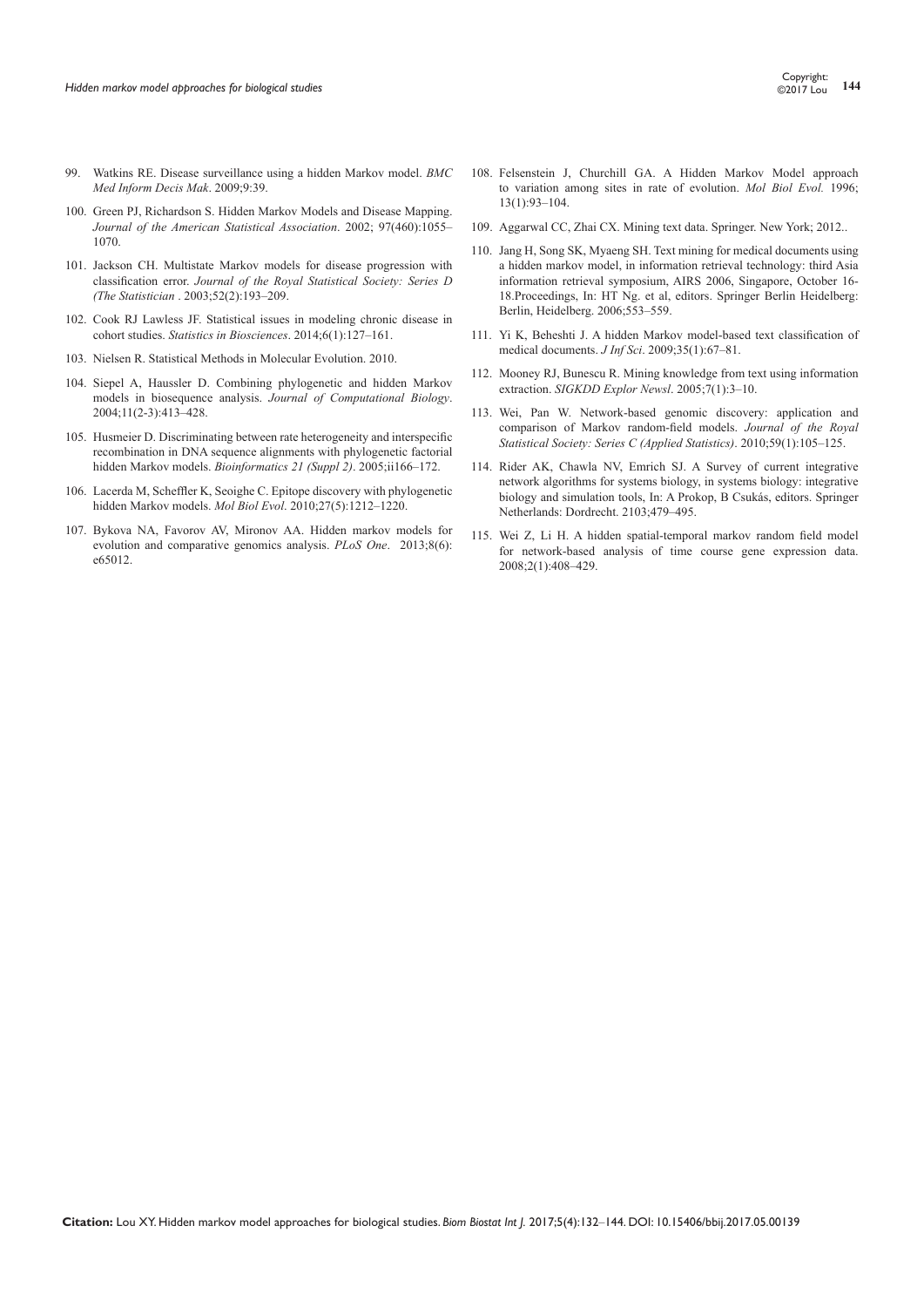99. Watkins RE. Disease surveillance using a hidden Markov model. *BMC Med Inform Decis Mak*. 2009;9:39.

100. Green PJ, Richardson S. Hidden Markov Models and Disease Mapping. *Journal of the American Statistical Association*. 2002; 97(460):1055–1070.

101. Jackson CH. Multistate Markov models for disease progression with classification error. *Journal of the Royal Statistical Society: Series D (The Statistician* . 2003;52(2):193–209.

102. Cook RJ Lawless JF. Statistical issues in modeling chronic disease in cohort studies. *Statistics in Biosciences*. 2014;6(1):127–161.

103. Nielsen R. Statistical Methods in Molecular Evolution. 2010.

104. Siepel A, Haussler D. Combining phylogenetic and hidden Markov models in biosequence analysis. *Journal of Computational Biology*. 2004;11(2-3):413–428.

105. Husmeier D. Discriminating between rate heterogeneity and interspecific recombination in DNA sequence alignments with phylogenetic factorial hidden Markov models. *Bioinformatics 21 (Suppl 2)*. 2005;ii166–172.

106. Lacerda M, Scheffler K, Seoighe C. Epitope discovery with phylogenetic hidden Markov models. *Mol Biol Evol*. 2010;27(5):1212–1220.

107. Bykova NA, Favorov AV, Mironov AA. Hidden markov models for evolution and comparative genomics analysis. *PLoS One*. 2013;8(6): e65012.

108. Felsenstein J, Churchill GA. A Hidden Markov Model approach to variation among sites in rate of evolution. *Mol Biol Evol.* 1996; 13(1):93–104.

109. Aggarwal CC, Zhai CX. Mining text data. Springer. New York; 2012..

110. Jang H, Song SK, Myaeng SH. Text mining for medical documents using a hidden markov model, in information retrieval technology: third Asia information retrieval symposium, AIRS 2006, Singapore, October 16-18.Proceedings, In: HT Ng. et al, editors. Springer Berlin Heidelberg: Berlin, Heidelberg. 2006;553–559.

111. Yi K, Beheshti J. A hidden Markov model-based text classification of medical documents. *J Inf Sci*. 2009;35(1):67–81.

112. Mooney RJ, Bunescu R. Mining knowledge from text using information extraction. *SIGKDD Explor Newsl*. 2005;7(1):3–10.

113. Wei, Pan W. Network-based genomic discovery: application and comparison of Markov random-field models. *Journal of the Royal Statistical Society: Series C (Applied Statistics)*. 2010;59(1):105–125.

114. Rider AK, Chawla NV, Emrich SJ. A Survey of current integrative network algorithms for systems biology, in systems biology: integrative biology and simulation tools, In: A Prokop, B Csukás, editors. Springer Netherlands: Dordrecht. 2103;479–495.

115. Wei Z, Li H. A hidden spatial-temporal markov random field model for network-based analysis of time course gene expression data. 2008;2(1):408–429.